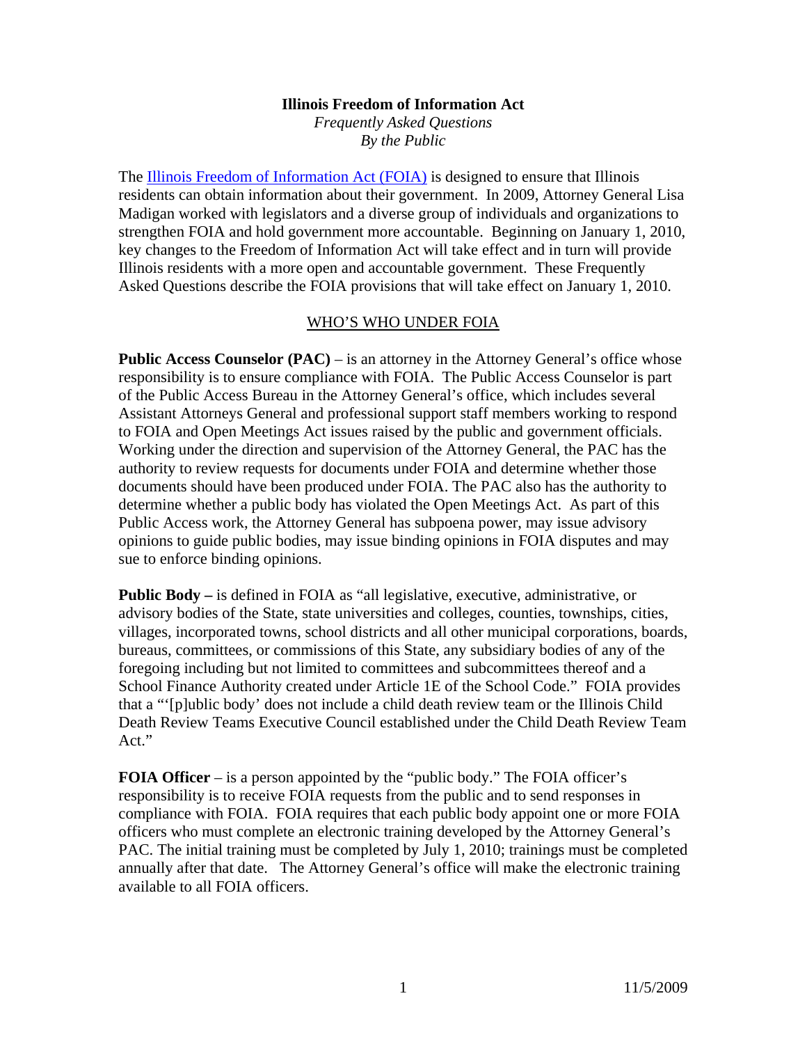# Illinois Freedom of Information Act

*Frequently Asked Questions*
*By the Public*

The Illinois Freedom of Information Act (FOIA) is designed to ensure that Illinois residents can obtain information about their government. In 2009, Attorney General Lisa Madigan worked with legislators and a diverse group of individuals and organizations to strengthen FOIA and hold government more accountable. Beginning on January 1, 2010, key changes to the Freedom of Information Act will take effect and in turn will provide Illinois residents with a more open and accountable government. These Frequently Asked Questions describe the FOIA provisions that will take effect on January 1, 2010.

## WHO'S WHO UNDER FOIA

**Public Access Counselor (PAC)** – is an attorney in the Attorney General's office whose responsibility is to ensure compliance with FOIA. The Public Access Counselor is part of the Public Access Bureau in the Attorney General's office, which includes several Assistant Attorneys General and professional support staff members working to respond to FOIA and Open Meetings Act issues raised by the public and government officials. Working under the direction and supervision of the Attorney General, the PAC has the authority to review requests for documents under FOIA and determine whether those documents should have been produced under FOIA. The PAC also has the authority to determine whether a public body has violated the Open Meetings Act. As part of this Public Access work, the Attorney General has subpoena power, may issue advisory opinions to guide public bodies, may issue binding opinions in FOIA disputes and may sue to enforce binding opinions.

**Public Body –** is defined in FOIA as "all legislative, executive, administrative, or advisory bodies of the State, state universities and colleges, counties, townships, cities, villages, incorporated towns, school districts and all other municipal corporations, boards, bureaus, committees, or commissions of this State, any subsidiary bodies of any of the foregoing including but not limited to committees and subcommittees thereof and a School Finance Authority created under Article 1E of the School Code." FOIA provides that a "'[p]ublic body' does not include a child death review team or the Illinois Child Death Review Teams Executive Council established under the Child Death Review Team Act."

**FOIA Officer** – is a person appointed by the "public body." The FOIA officer's responsibility is to receive FOIA requests from the public and to send responses in compliance with FOIA. FOIA requires that each public body appoint one or more FOIA officers who must complete an electronic training developed by the Attorney General's PAC. The initial training must be completed by July 1, 2010; trainings must be completed annually after that date. The Attorney General's office will make the electronic training available to all FOIA officers.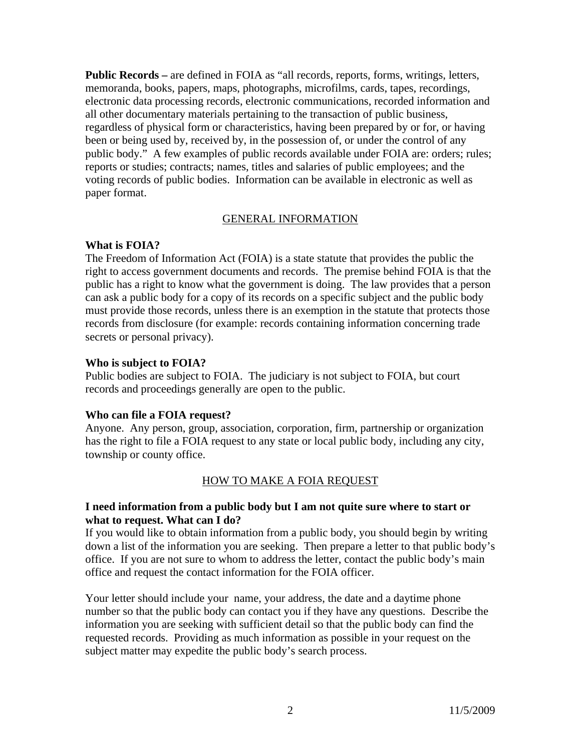**Public Records –** are defined in FOIA as "all records, reports, forms, writings, letters, memoranda, books, papers, maps, photographs, microfilms, cards, tapes, recordings, electronic data processing records, electronic communications, recorded information and all other documentary materials pertaining to the transaction of public business, regardless of physical form or characteristics, having been prepared by or for, or having been or being used by, received by, in the possession of, or under the control of any public body." A few examples of public records available under FOIA are: orders; rules; reports or studies; contracts; names, titles and salaries of public employees; and the voting records of public bodies. Information can be available in electronic as well as paper format.

## GENERAL INFORMATION

### What is FOIA?

The Freedom of Information Act (FOIA) is a state statute that provides the public the right to access government documents and records. The premise behind FOIA is that the public has a right to know what the government is doing. The law provides that a person can ask a public body for a copy of its records on a specific subject and the public body must provide those records, unless there is an exemption in the statute that protects those records from disclosure (for example: records containing information concerning trade secrets or personal privacy).

### Who is subject to FOIA?

Public bodies are subject to FOIA. The judiciary is not subject to FOIA, but court records and proceedings generally are open to the public.

### Who can file a FOIA request?

Anyone. Any person, group, association, corporation, firm, partnership or organization has the right to file a FOIA request to any state or local public body, including any city, township or county office.

## HOW TO MAKE A FOIA REQUEST

### I need information from a public body but I am not quite sure where to start or what to request. What can I do?

If you would like to obtain information from a public body, you should begin by writing down a list of the information you are seeking. Then prepare a letter to that public body's office. If you are not sure to whom to address the letter, contact the public body's main office and request the contact information for the FOIA officer.

Your letter should include your name, your address, the date and a daytime phone number so that the public body can contact you if they have any questions. Describe the information you are seeking with sufficient detail so that the public body can find the requested records. Providing as much information as possible in your request on the subject matter may expedite the public body's search process.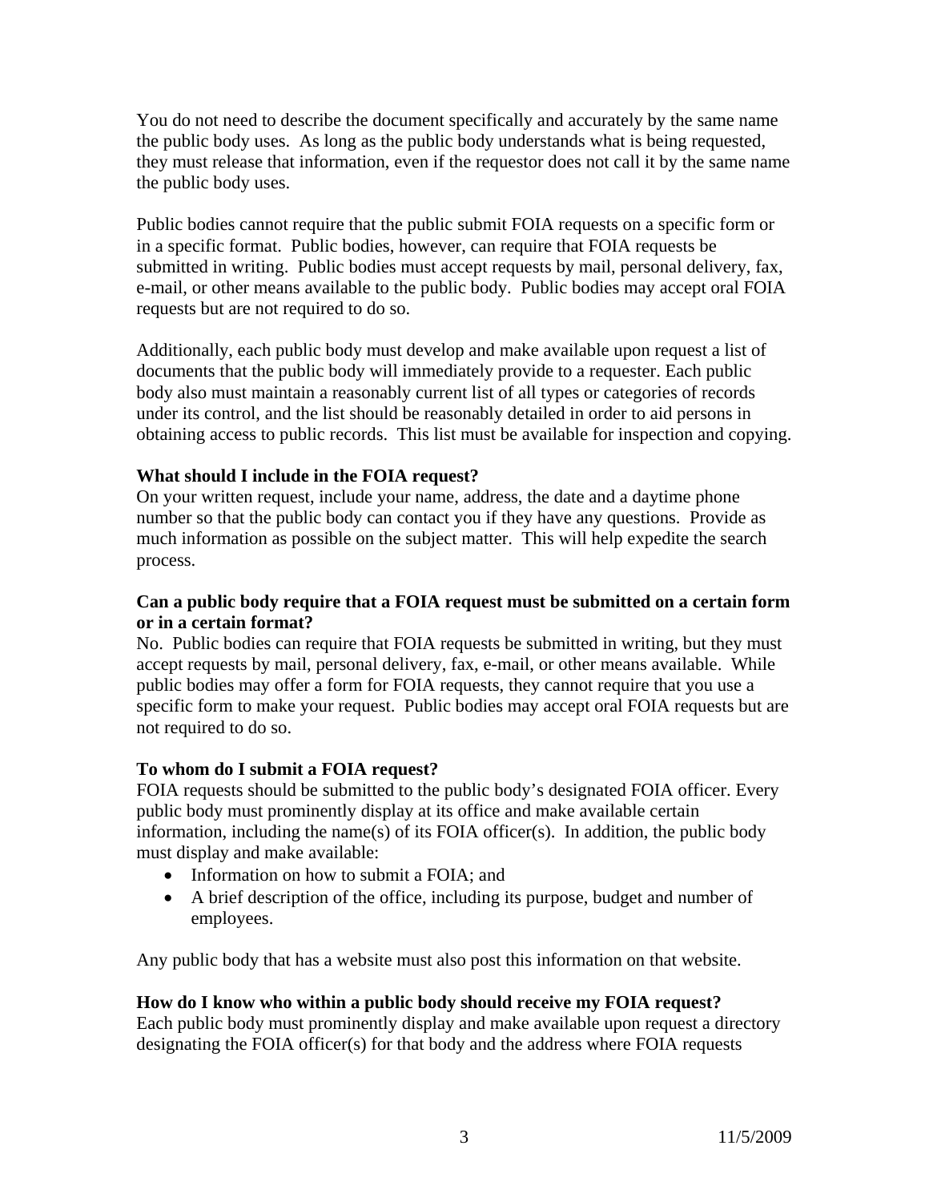You do not need to describe the document specifically and accurately by the same name the public body uses. As long as the public body understands what is being requested, they must release that information, even if the requestor does not call it by the same name the public body uses.

Public bodies cannot require that the public submit FOIA requests on a specific form or in a specific format. Public bodies, however, can require that FOIA requests be submitted in writing. Public bodies must accept requests by mail, personal delivery, fax, e-mail, or other means available to the public body. Public bodies may accept oral FOIA requests but are not required to do so.

Additionally, each public body must develop and make available upon request a list of documents that the public body will immediately provide to a requester. Each public body also must maintain a reasonably current list of all types or categories of records under its control, and the list should be reasonably detailed in order to aid persons in obtaining access to public records. This list must be available for inspection and copying.

**What should I include in the FOIA request?**

On your written request, include your name, address, the date and a daytime phone number so that the public body can contact you if they have any questions. Provide as much information as possible on the subject matter. This will help expedite the search process.

**Can a public body require that a FOIA request must be submitted on a certain form or in a certain format?**

No. Public bodies can require that FOIA requests be submitted in writing, but they must accept requests by mail, personal delivery, fax, e-mail, or other means available. While public bodies may offer a form for FOIA requests, they cannot require that you use a specific form to make your request. Public bodies may accept oral FOIA requests but are not required to do so.

**To whom do I submit a FOIA request?**

FOIA requests should be submitted to the public body's designated FOIA officer. Every public body must prominently display at its office and make available certain information, including the name(s) of its FOIA officer(s). In addition, the public body must display and make available:

- Information on how to submit a FOIA; and
- A brief description of the office, including its purpose, budget and number of employees.

Any public body that has a website must also post this information on that website.

**How do I know who within a public body should receive my FOIA request?**

Each public body must prominently display and make available upon request a directory designating the FOIA officer(s) for that body and the address where FOIA requests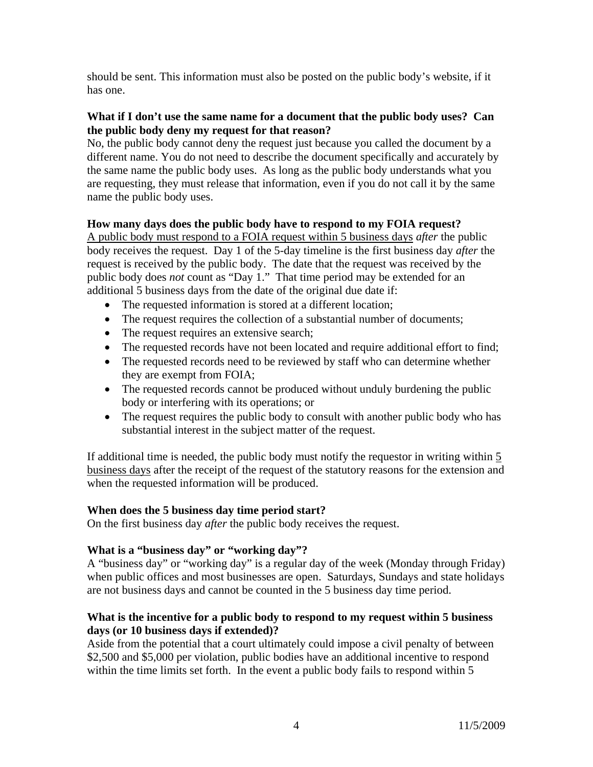should be sent. This information must also be posted on the public body's website, if it has one.

**What if I don't use the same name for a document that the public body uses? Can the public body deny my request for that reason?**

No, the public body cannot deny the request just because you called the document by a different name. You do not need to describe the document specifically and accurately by the same name the public body uses. As long as the public body understands what you are requesting, they must release that information, even if you do not call it by the same name the public body uses.

**How many days does the public body have to respond to my FOIA request?**

<u>A public body must respond to a FOIA request within 5 business days</u> *after* the public body receives the request. Day 1 of the 5-day timeline is the first business day *after* the request is received by the public body. The date that the request was received by the public body does *not* count as "Day 1." That time period may be extended for an additional 5 business days from the date of the original due date if:

- The requested information is stored at a different location;
- The request requires the collection of a substantial number of documents;
- The request requires an extensive search;
- The requested records have not been located and require additional effort to find;
- The requested records need to be reviewed by staff who can determine whether they are exempt from FOIA;
- The requested records cannot be produced without unduly burdening the public body or interfering with its operations; or
- The request requires the public body to consult with another public body who has substantial interest in the subject matter of the request.

If additional time is needed, the public body must notify the requestor in writing within <u>5 business days</u> after the receipt of the request of the statutory reasons for the extension and when the requested information will be produced.

**When does the 5 business day time period start?**

On the first business day *after* the public body receives the request.

**What is a "business day" or "working day"?**

A "business day" or "working day" is a regular day of the week (Monday through Friday) when public offices and most businesses are open. Saturdays, Sundays and state holidays are not business days and cannot be counted in the 5 business day time period.

**What is the incentive for a public body to respond to my request within 5 business days (or 10 business days if extended)?**

Aside from the potential that a court ultimately could impose a civil penalty of between $2,500 and $5,000 per violation, public bodies have an additional incentive to respond within the time limits set forth. In the event a public body fails to respond within 5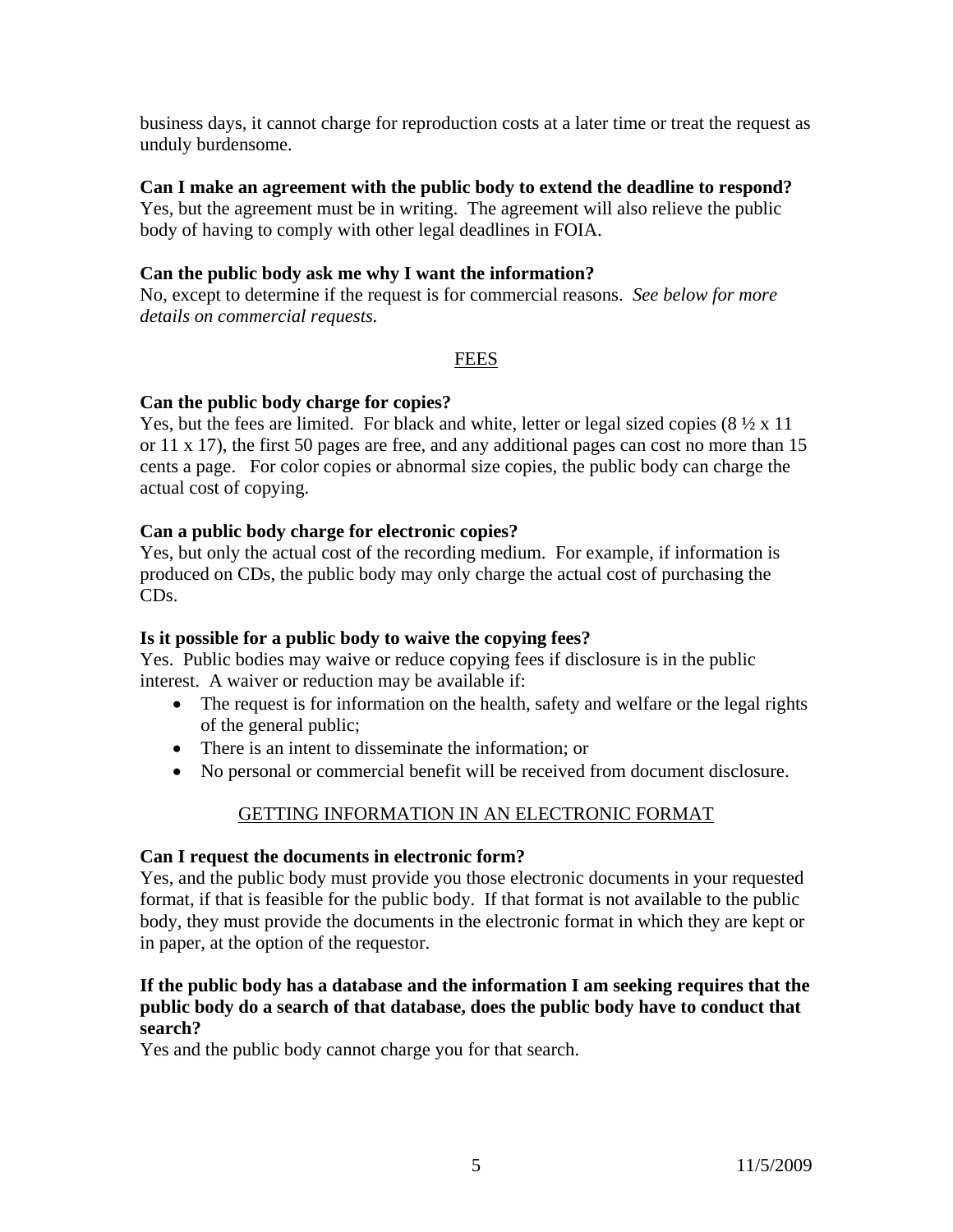business days, it cannot charge for reproduction costs at a later time or treat the request as unduly burdensome.

**Can I make an agreement with the public body to extend the deadline to respond?**
Yes, but the agreement must be in writing. The agreement will also relieve the public body of having to comply with other legal deadlines in FOIA.

**Can the public body ask me why I want the information?**
No, except to determine if the request is for commercial reasons. *See below for more details on commercial requests.*

## FEES

**Can the public body charge for copies?**
Yes, but the fees are limited. For black and white, letter or legal sized copies (8 ½ x 11 or 11 x 17), the first 50 pages are free, and any additional pages can cost no more than 15 cents a page. For color copies or abnormal size copies, the public body can charge the actual cost of copying.

**Can a public body charge for electronic copies?**
Yes, but only the actual cost of the recording medium. For example, if information is produced on CDs, the public body may only charge the actual cost of purchasing the CDs.

**Is it possible for a public body to waive the copying fees?**
Yes. Public bodies may waive or reduce copying fees if disclosure is in the public interest. A waiver or reduction may be available if:

- The request is for information on the health, safety and welfare or the legal rights of the general public;
- There is an intent to disseminate the information; or
- No personal or commercial benefit will be received from document disclosure.

## GETTING INFORMATION IN AN ELECTRONIC FORMAT

**Can I request the documents in electronic form?**
Yes, and the public body must provide you those electronic documents in your requested format, if that is feasible for the public body. If that format is not available to the public body, they must provide the documents in the electronic format in which they are kept or in paper, at the option of the requestor.

**If the public body has a database and the information I am seeking requires that the public body do a search of that database, does the public body have to conduct that search?**
Yes and the public body cannot charge you for that search.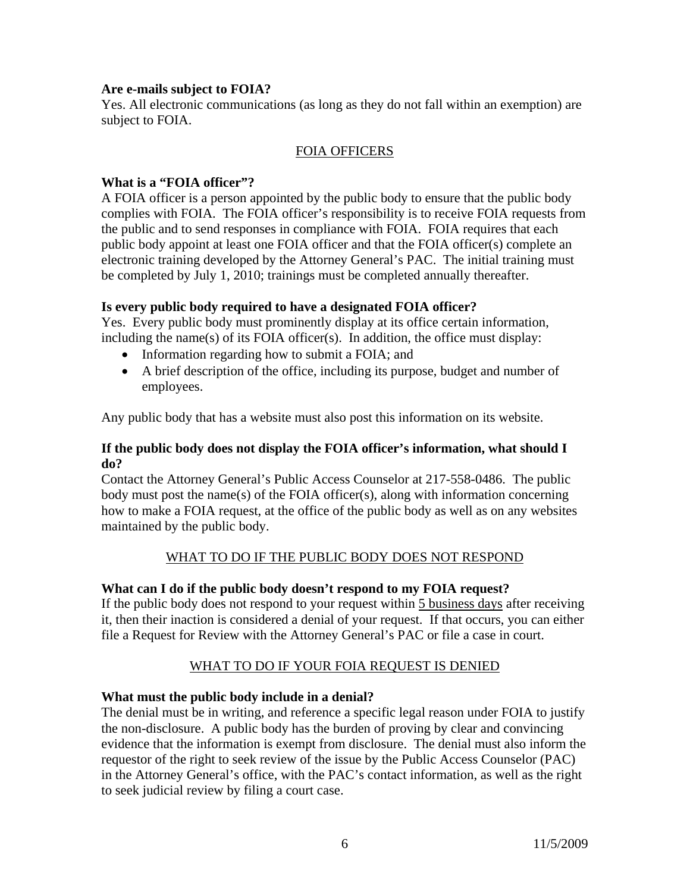**Are e-mails subject to FOIA?**

Yes. All electronic communications (as long as they do not fall within an exemption) are subject to FOIA.

## FOIA OFFICERS

**What is a "FOIA officer"?**

A FOIA officer is a person appointed by the public body to ensure that the public body complies with FOIA. The FOIA officer's responsibility is to receive FOIA requests from the public and to send responses in compliance with FOIA. FOIA requires that each public body appoint at least one FOIA officer and that the FOIA officer(s) complete an electronic training developed by the Attorney General's PAC. The initial training must be completed by July 1, 2010; trainings must be completed annually thereafter.

**Is every public body required to have a designated FOIA officer?**

Yes. Every public body must prominently display at its office certain information, including the name(s) of its FOIA officer(s). In addition, the office must display:

- Information regarding how to submit a FOIA; and
- A brief description of the office, including its purpose, budget and number of employees.

Any public body that has a website must also post this information on its website.

**If the public body does not display the FOIA officer's information, what should I do?**

Contact the Attorney General's Public Access Counselor at 217-558-0486. The public body must post the name(s) of the FOIA officer(s), along with information concerning how to make a FOIA request, at the office of the public body as well as on any websites maintained by the public body.

## WHAT TO DO IF THE PUBLIC BODY DOES NOT RESPOND

**What can I do if the public body doesn't respond to my FOIA request?**

If the public body does not respond to your request within 5 business days after receiving it, then their inaction is considered a denial of your request. If that occurs, you can either file a Request for Review with the Attorney General's PAC or file a case in court.

## WHAT TO DO IF YOUR FOIA REQUEST IS DENIED

**What must the public body include in a denial?**

The denial must be in writing, and reference a specific legal reason under FOIA to justify the non-disclosure. A public body has the burden of proving by clear and convincing evidence that the information is exempt from disclosure. The denial must also inform the requestor of the right to seek review of the issue by the Public Access Counselor (PAC) in the Attorney General's office, with the PAC's contact information, as well as the right to seek judicial review by filing a court case.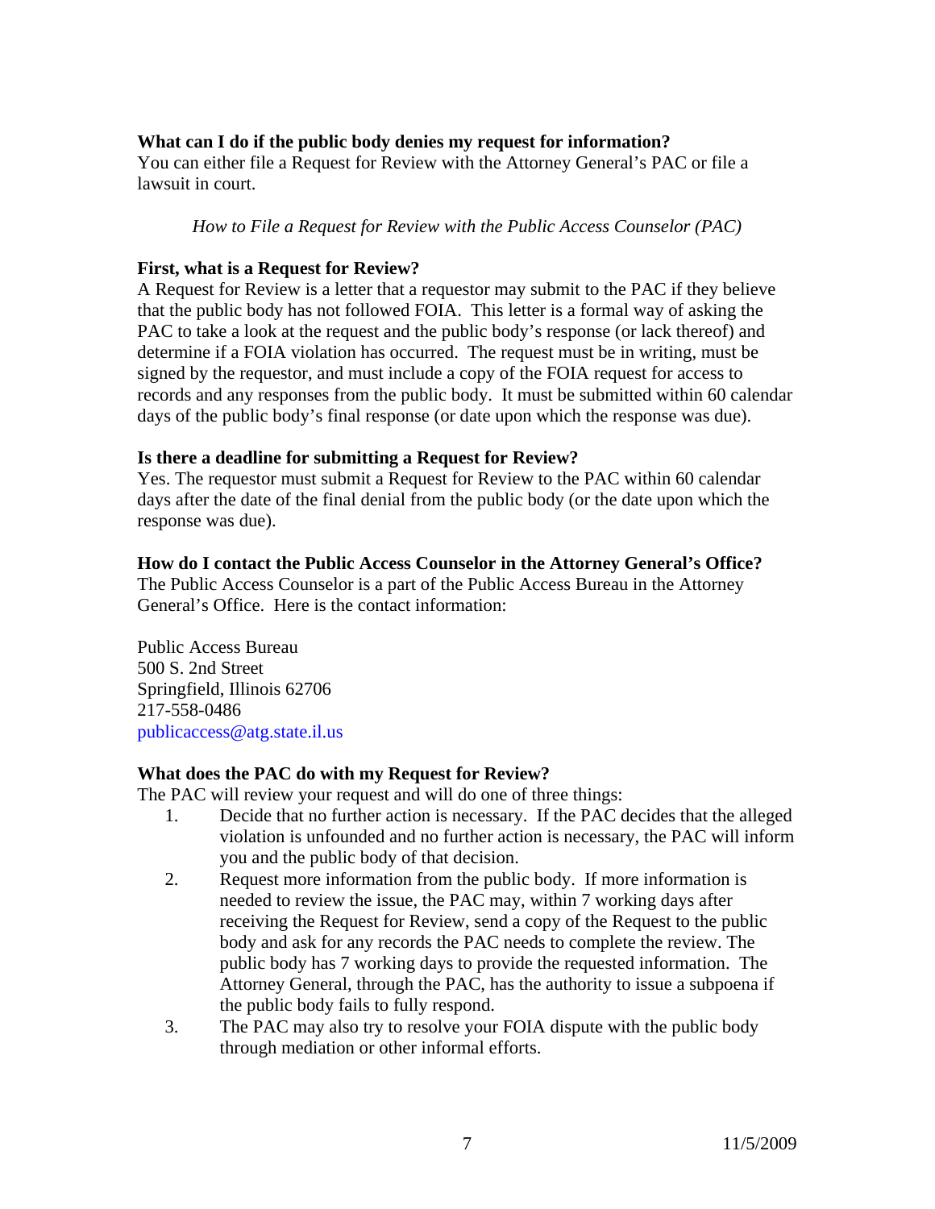**What can I do if the public body denies my request for information?**

You can either file a Request for Review with the Attorney General's PAC or file a lawsuit in court.

*How to File a Request for Review with the Public Access Counselor (PAC)*

**First, what is a Request for Review?**

A Request for Review is a letter that a requestor may submit to the PAC if they believe that the public body has not followed FOIA. This letter is a formal way of asking the PAC to take a look at the request and the public body's response (or lack thereof) and determine if a FOIA violation has occurred. The request must be in writing, must be signed by the requestor, and must include a copy of the FOIA request for access to records and any responses from the public body. It must be submitted within 60 calendar days of the public body's final response (or date upon which the response was due).

**Is there a deadline for submitting a Request for Review?**

Yes. The requestor must submit a Request for Review to the PAC within 60 calendar days after the date of the final denial from the public body (or the date upon which the response was due).

**How do I contact the Public Access Counselor in the Attorney General's Office?**

The Public Access Counselor is a part of the Public Access Bureau in the Attorney General's Office. Here is the contact information:

Public Access Bureau
500 S. 2nd Street
Springfield, Illinois 62706
217-558-0486
publicaccess@atg.state.il.us

**What does the PAC do with my Request for Review?**

The PAC will review your request and will do one of three things:

1. Decide that no further action is necessary. If the PAC decides that the alleged violation is unfounded and no further action is necessary, the PAC will inform you and the public body of that decision.
2. Request more information from the public body. If more information is needed to review the issue, the PAC may, within 7 working days after receiving the Request for Review, send a copy of the Request to the public body and ask for any records the PAC needs to complete the review. The public body has 7 working days to provide the requested information. The Attorney General, through the PAC, has the authority to issue a subpoena if the public body fails to fully respond.
3. The PAC may also try to resolve your FOIA dispute with the public body through mediation or other informal efforts.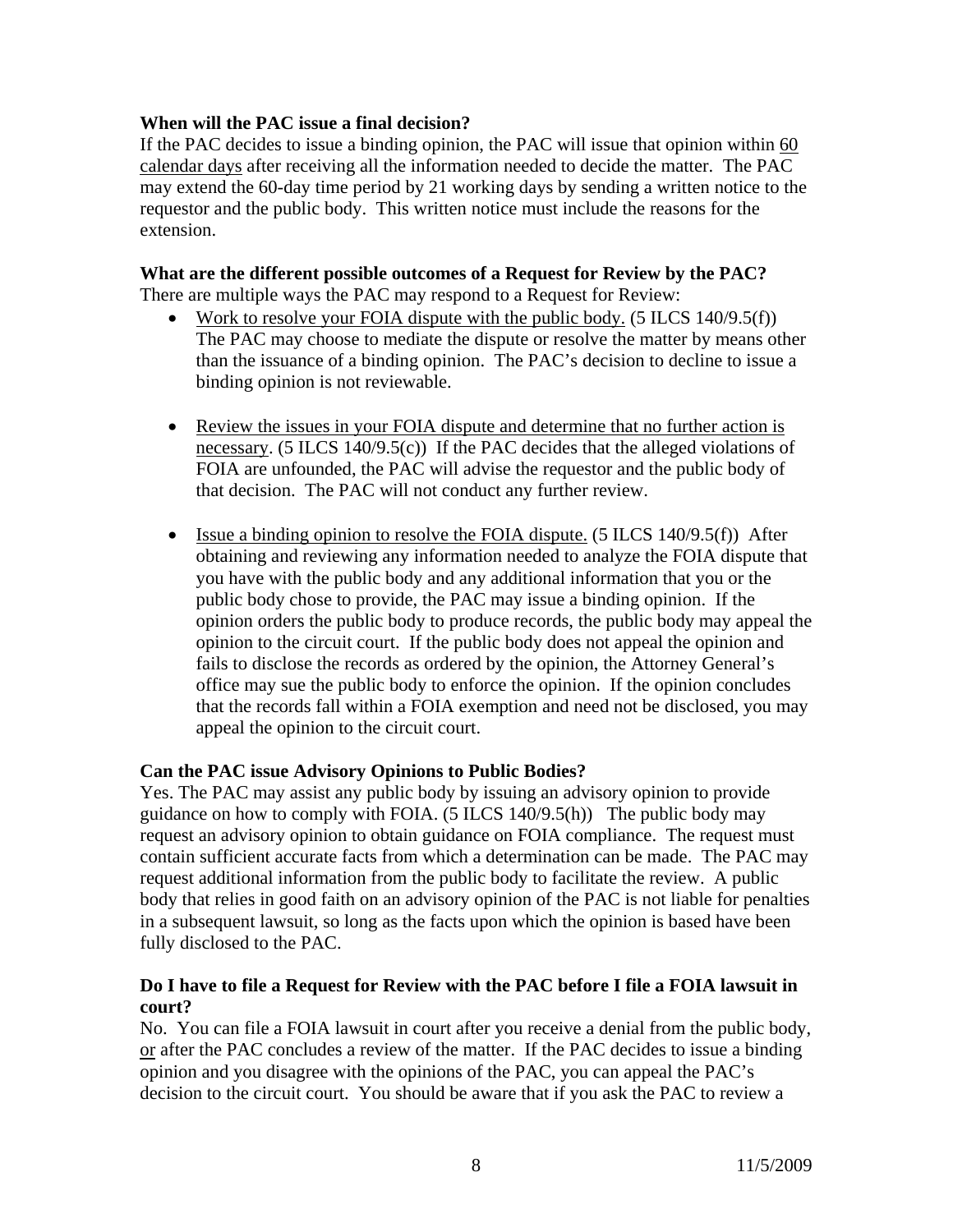**When will the PAC issue a final decision?**

If the PAC decides to issue a binding opinion, the PAC will issue that opinion within <u>60 calendar days</u> after receiving all the information needed to decide the matter. The PAC may extend the 60-day time period by 21 working days by sending a written notice to the requestor and the public body. This written notice must include the reasons for the extension.

**What are the different possible outcomes of a Request for Review by the PAC?**

There are multiple ways the PAC may respond to a Request for Review:

- <u>Work to resolve your FOIA dispute with the public body.</u> (5 ILCS 140/9.5(f)) The PAC may choose to mediate the dispute or resolve the matter by means other than the issuance of a binding opinion. The PAC's decision to decline to issue a binding opinion is not reviewable.

- <u>Review the issues in your FOIA dispute and determine that no further action is necessary</u>. (5 ILCS 140/9.5(c)) If the PAC decides that the alleged violations of FOIA are unfounded, the PAC will advise the requestor and the public body of that decision. The PAC will not conduct any further review.

- <u>Issue a binding opinion to resolve the FOIA dispute.</u> (5 ILCS 140/9.5(f)) After obtaining and reviewing any information needed to analyze the FOIA dispute that you have with the public body and any additional information that you or the public body chose to provide, the PAC may issue a binding opinion. If the opinion orders the public body to produce records, the public body may appeal the opinion to the circuit court. If the public body does not appeal the opinion and fails to disclose the records as ordered by the opinion, the Attorney General's office may sue the public body to enforce the opinion. If the opinion concludes that the records fall within a FOIA exemption and need not be disclosed, you may appeal the opinion to the circuit court.

**Can the PAC issue Advisory Opinions to Public Bodies?**

Yes. The PAC may assist any public body by issuing an advisory opinion to provide guidance on how to comply with FOIA. (5 ILCS 140/9.5(h)) The public body may request an advisory opinion to obtain guidance on FOIA compliance. The request must contain sufficient accurate facts from which a determination can be made. The PAC may request additional information from the public body to facilitate the review. A public body that relies in good faith on an advisory opinion of the PAC is not liable for penalties in a subsequent lawsuit, so long as the facts upon which the opinion is based have been fully disclosed to the PAC.

**Do I have to file a Request for Review with the PAC before I file a FOIA lawsuit in court?**

No. You can file a FOIA lawsuit in court after you receive a denial from the public body, <u>or</u> after the PAC concludes a review of the matter. If the PAC decides to issue a binding opinion and you disagree with the opinions of the PAC, you can appeal the PAC's decision to the circuit court. You should be aware that if you ask the PAC to review a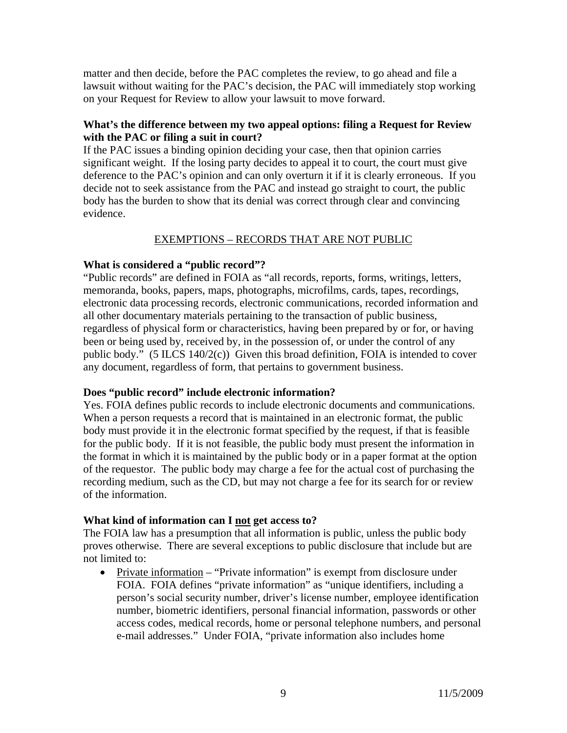matter and then decide, before the PAC completes the review, to go ahead and file a lawsuit without waiting for the PAC's decision, the PAC will immediately stop working on your Request for Review to allow your lawsuit to move forward.

**What's the difference between my two appeal options: filing a Request for Review with the PAC or filing a suit in court?**

If the PAC issues a binding opinion deciding your case, then that opinion carries significant weight. If the losing party decides to appeal it to court, the court must give deference to the PAC's opinion and can only overturn it if it is clearly erroneous. If you decide not to seek assistance from the PAC and instead go straight to court, the public body has the burden to show that its denial was correct through clear and convincing evidence.

## EXEMPTIONS – RECORDS THAT ARE NOT PUBLIC

**What is considered a "public record"?**

"Public records" are defined in FOIA as "all records, reports, forms, writings, letters, memoranda, books, papers, maps, photographs, microfilms, cards, tapes, recordings, electronic data processing records, electronic communications, recorded information and all other documentary materials pertaining to the transaction of public business, regardless of physical form or characteristics, having been prepared by or for, or having been or being used by, received by, in the possession of, or under the control of any public body." (5 ILCS 140/2(c)) Given this broad definition, FOIA is intended to cover any document, regardless of form, that pertains to government business.

**Does "public record" include electronic information?**

Yes. FOIA defines public records to include electronic documents and communications. When a person requests a record that is maintained in an electronic format, the public body must provide it in the electronic format specified by the request, if that is feasible for the public body. If it is not feasible, the public body must present the information in the format in which it is maintained by the public body or in a paper format at the option of the requestor. The public body may charge a fee for the actual cost of purchasing the recording medium, such as the CD, but may not charge a fee for its search for or review of the information.

**What kind of information can I <u>not</u> get access to?**

The FOIA law has a presumption that all information is public, unless the public body proves otherwise. There are several exceptions to public disclosure that include but are not limited to:

- <u>Private information</u> – "Private information" is exempt from disclosure under FOIA. FOIA defines "private information" as "unique identifiers, including a person's social security number, driver's license number, employee identification number, biometric identifiers, personal financial information, passwords or other access codes, medical records, home or personal telephone numbers, and personal e-mail addresses." Under FOIA, "private information also includes home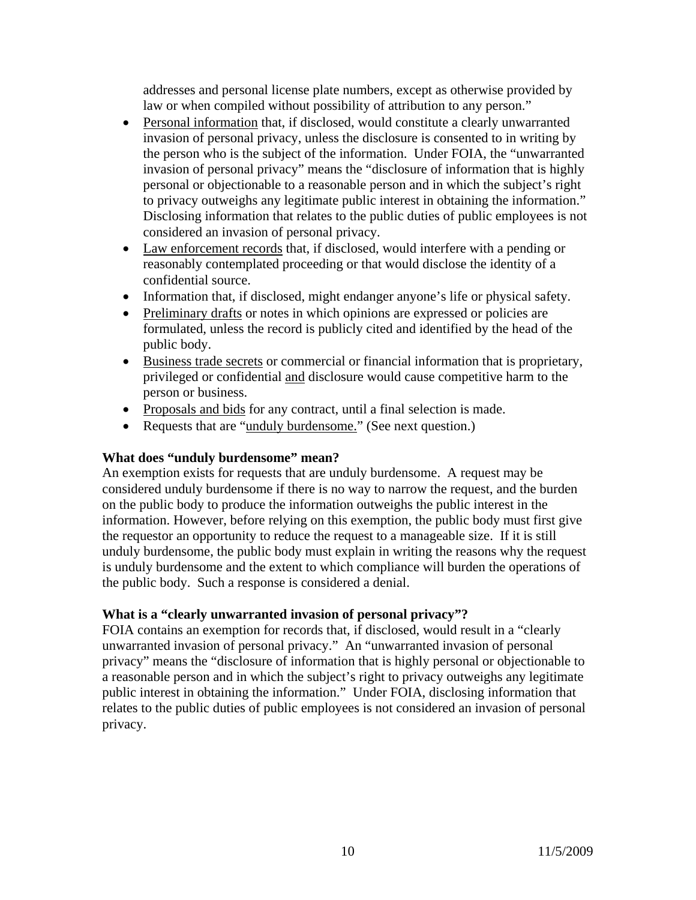addresses and personal license plate numbers, except as otherwise provided by law or when compiled without possibility of attribution to any person."

- Personal information that, if disclosed, would constitute a clearly unwarranted invasion of personal privacy, unless the disclosure is consented to in writing by the person who is the subject of the information. Under FOIA, the "unwarranted invasion of personal privacy" means the "disclosure of information that is highly personal or objectionable to a reasonable person and in which the subject's right to privacy outweighs any legitimate public interest in obtaining the information." Disclosing information that relates to the public duties of public employees is not considered an invasion of personal privacy.
- Law enforcement records that, if disclosed, would interfere with a pending or reasonably contemplated proceeding or that would disclose the identity of a confidential source.
- Information that, if disclosed, might endanger anyone's life or physical safety.
- Preliminary drafts or notes in which opinions are expressed or policies are formulated, unless the record is publicly cited and identified by the head of the public body.
- Business trade secrets or commercial or financial information that is proprietary, privileged or confidential and disclosure would cause competitive harm to the person or business.
- Proposals and bids for any contract, until a final selection is made.
- Requests that are "unduly burdensome." (See next question.)

**What does "unduly burdensome" mean?**

An exemption exists for requests that are unduly burdensome. A request may be considered unduly burdensome if there is no way to narrow the request, and the burden on the public body to produce the information outweighs the public interest in the information. However, before relying on this exemption, the public body must first give the requestor an opportunity to reduce the request to a manageable size. If it is still unduly burdensome, the public body must explain in writing the reasons why the request is unduly burdensome and the extent to which compliance will burden the operations of the public body. Such a response is considered a denial.

**What is a "clearly unwarranted invasion of personal privacy"?**

FOIA contains an exemption for records that, if disclosed, would result in a "clearly unwarranted invasion of personal privacy." An "unwarranted invasion of personal privacy" means the "disclosure of information that is highly personal or objectionable to a reasonable person and in which the subject's right to privacy outweighs any legitimate public interest in obtaining the information." Under FOIA, disclosing information that relates to the public duties of public employees is not considered an invasion of personal privacy.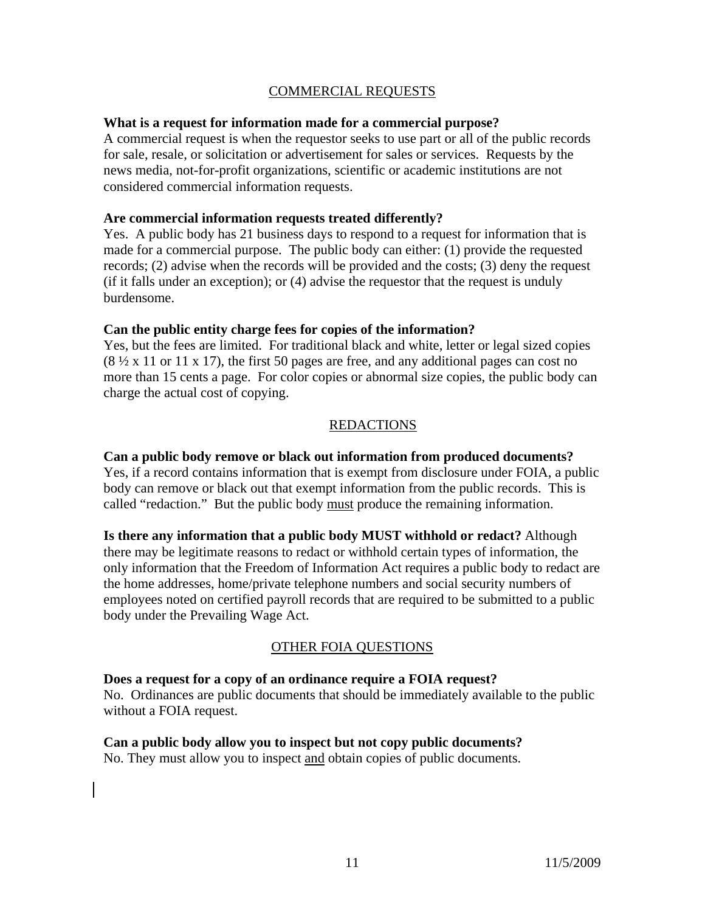## COMMERCIAL REQUESTS

**What is a request for information made for a commercial purpose?**
A commercial request is when the requestor seeks to use part or all of the public records for sale, resale, or solicitation or advertisement for sales or services. Requests by the news media, not-for-profit organizations, scientific or academic institutions are not considered commercial information requests.

**Are commercial information requests treated differently?**
Yes. A public body has 21 business days to respond to a request for information that is made for a commercial purpose. The public body can either: (1) provide the requested records; (2) advise when the records will be provided and the costs; (3) deny the request (if it falls under an exception); or (4) advise the requestor that the request is unduly burdensome.

**Can the public entity charge fees for copies of the information?**
Yes, but the fees are limited. For traditional black and white, letter or legal sized copies (8 ½ x 11 or 11 x 17), the first 50 pages are free, and any additional pages can cost no more than 15 cents a page. For color copies or abnormal size copies, the public body can charge the actual cost of copying.

## REDACTIONS

**Can a public body remove or black out information from produced documents?**
Yes, if a record contains information that is exempt from disclosure under FOIA, a public body can remove or black out that exempt information from the public records. This is called "redaction." But the public body <u>must</u> produce the remaining information.

**Is there any information that a public body MUST withhold or redact?** Although there may be legitimate reasons to redact or withhold certain types of information, the only information that the Freedom of Information Act requires a public body to redact are the home addresses, home/private telephone numbers and social security numbers of employees noted on certified payroll records that are required to be submitted to a public body under the Prevailing Wage Act.

## OTHER FOIA QUESTIONS

**Does a request for a copy of an ordinance require a FOIA request?**
No. Ordinances are public documents that should be immediately available to the public without a FOIA request.

**Can a public body allow you to inspect but not copy public documents?**
No. They must allow you to inspect <u>and</u> obtain copies of public documents.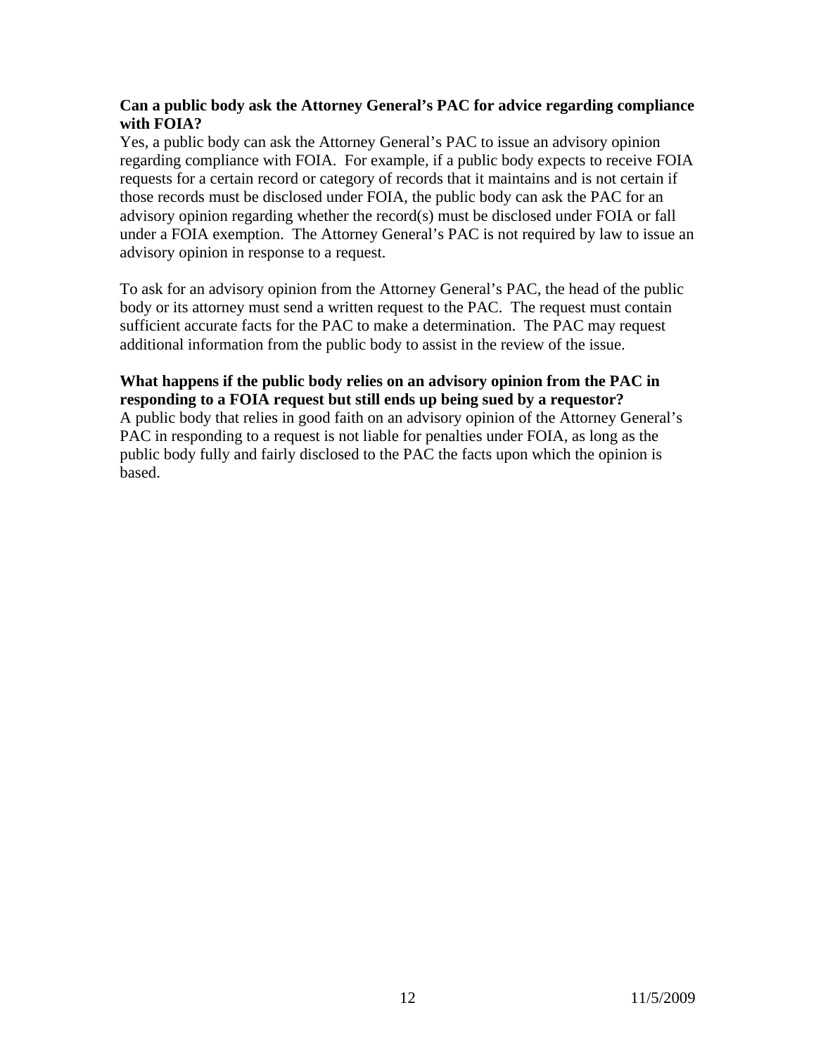**Can a public body ask the Attorney General's PAC for advice regarding compliance with FOIA?**

Yes, a public body can ask the Attorney General's PAC to issue an advisory opinion regarding compliance with FOIA. For example, if a public body expects to receive FOIA requests for a certain record or category of records that it maintains and is not certain if those records must be disclosed under FOIA, the public body can ask the PAC for an advisory opinion regarding whether the record(s) must be disclosed under FOIA or fall under a FOIA exemption. The Attorney General's PAC is not required by law to issue an advisory opinion in response to a request.

To ask for an advisory opinion from the Attorney General's PAC, the head of the public body or its attorney must send a written request to the PAC. The request must contain sufficient accurate facts for the PAC to make a determination. The PAC may request additional information from the public body to assist in the review of the issue.

**What happens if the public body relies on an advisory opinion from the PAC in responding to a FOIA request but still ends up being sued by a requestor?**

A public body that relies in good faith on an advisory opinion of the Attorney General's PAC in responding to a request is not liable for penalties under FOIA, as long as the public body fully and fairly disclosed to the PAC the facts upon which the opinion is based.